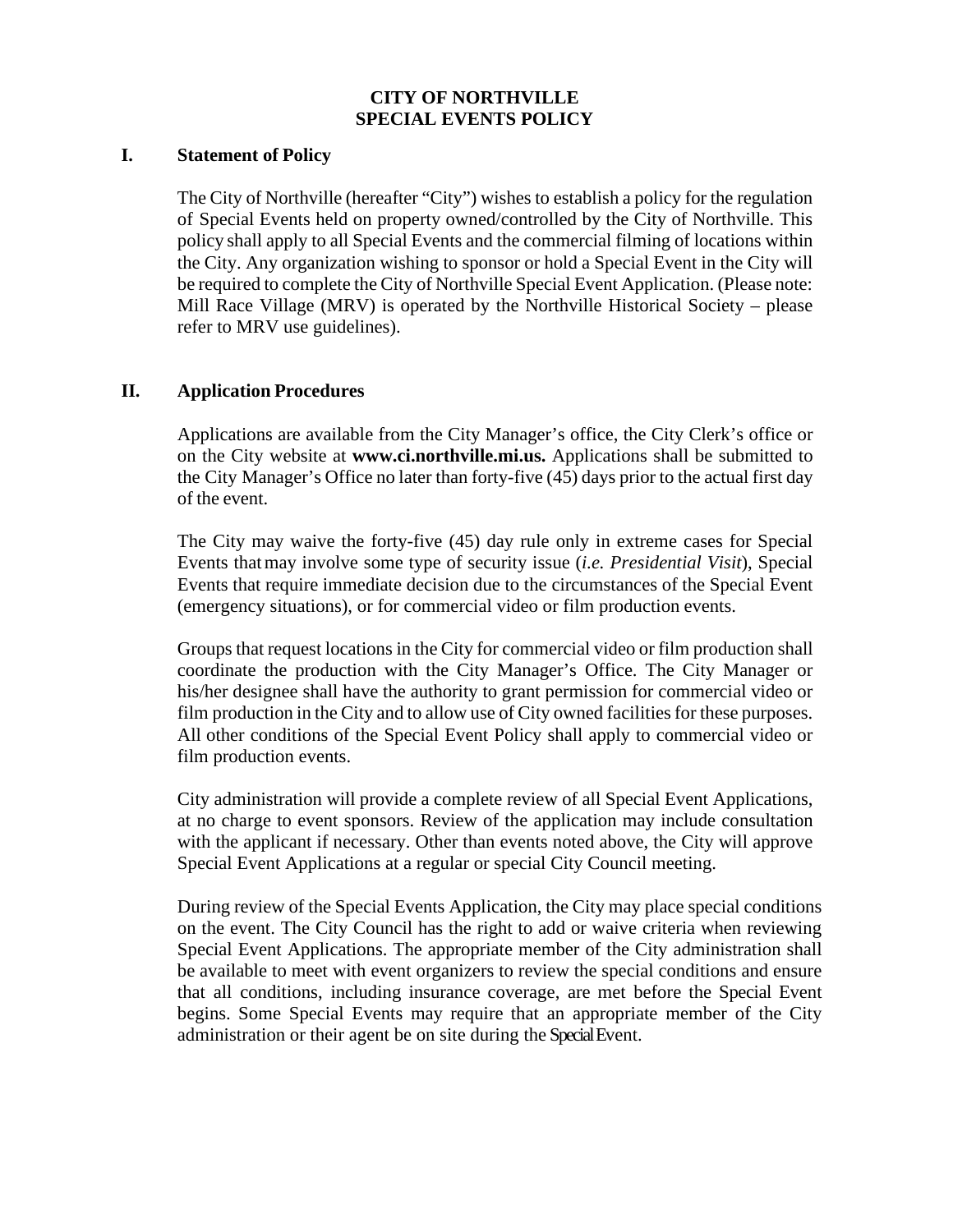# CITY OF NORTHVILLE
# SPECIAL EVENTS POLICY

## I. Statement of Policy

The City of Northville (hereafter "City") wishes to establish a policy for the regulation of Special Events held on property owned/controlled by the City of Northville. This policy shall apply to all Special Events and the commercial filming of locations within the City. Any organization wishing to sponsor or hold a Special Event in the City will be required to complete the City of Northville Special Event Application. (Please note: Mill Race Village (MRV) is operated by the Northville Historical Society – please refer to MRV use guidelines).

## II. Application Procedures

Applications are available from the City Manager's office, the City Clerk's office or on the City website at **www.ci.northville.mi.us.** Applications shall be submitted to the City Manager's Office no later than forty-five (45) days prior to the actual first day of the event.

The City may waive the forty-five (45) day rule only in extreme cases for Special Events that may involve some type of security issue (*i.e. Presidential Visit*), Special Events that require immediate decision due to the circumstances of the Special Event (emergency situations), or for commercial video or film production events.

Groups that request locations in the City for commercial video or film production shall coordinate the production with the City Manager's Office. The City Manager or his/her designee shall have the authority to grant permission for commercial video or film production in the City and to allow use of City owned facilities for these purposes. All other conditions of the Special Event Policy shall apply to commercial video or film production events.

City administration will provide a complete review of all Special Event Applications, at no charge to event sponsors. Review of the application may include consultation with the applicant if necessary. Other than events noted above, the City will approve Special Event Applications at a regular or special City Council meeting.

During review of the Special Events Application, the City may place special conditions on the event. The City Council has the right to add or waive criteria when reviewing Special Event Applications. The appropriate member of the City administration shall be available to meet with event organizers to review the special conditions and ensure that all conditions, including insurance coverage, are met before the Special Event begins. Some Special Events may require that an appropriate member of the City administration or their agent be on site during the Special Event.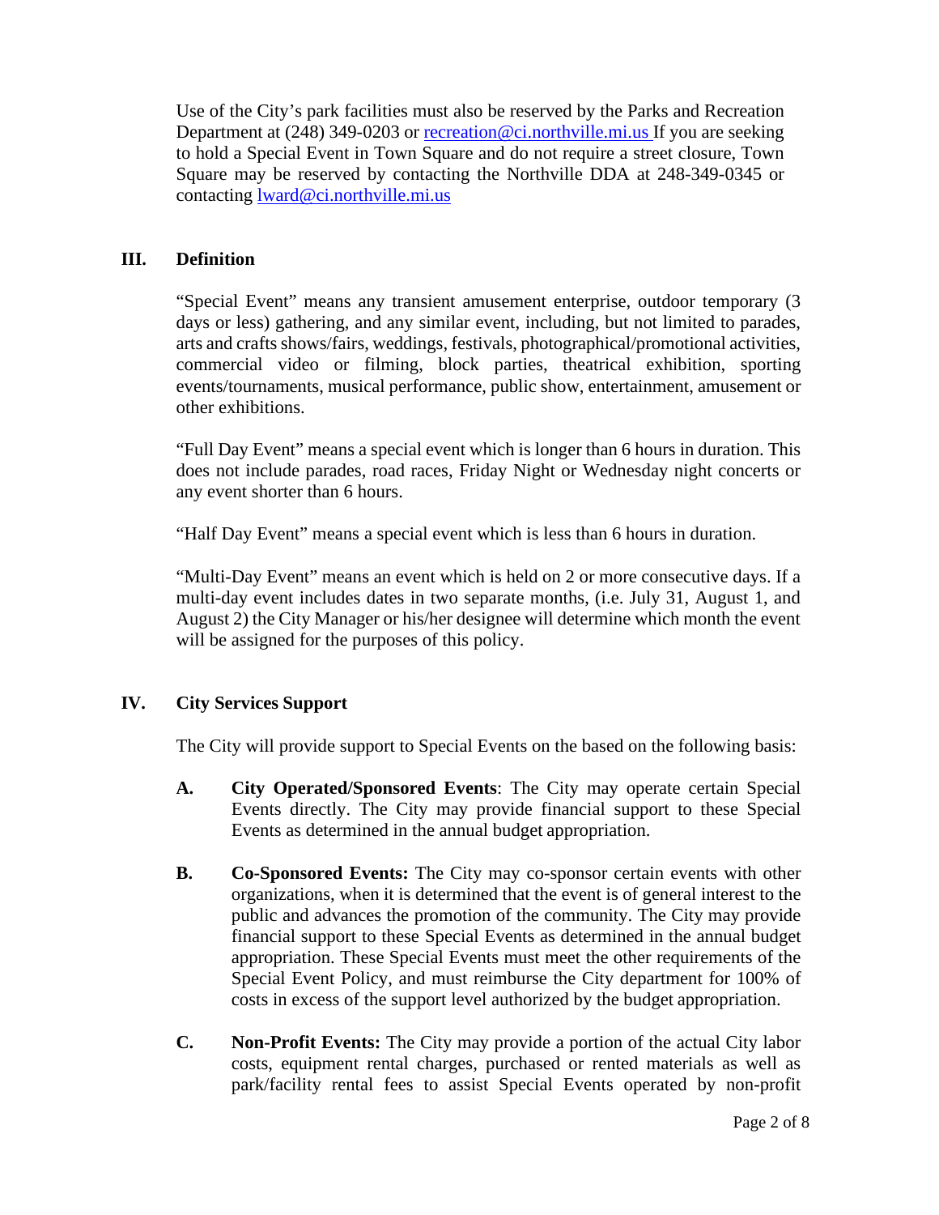Use of the City's park facilities must also be reserved by the Parks and Recreation Department at (248) 349-0203 or recreation@ci.northville.mi.us If you are seeking to hold a Special Event in Town Square and do not require a street closure, Town Square may be reserved by contacting the Northville DDA at 248-349-0345 or contacting lward@ci.northville.mi.us

## III. Definition

"Special Event" means any transient amusement enterprise, outdoor temporary (3 days or less) gathering, and any similar event, including, but not limited to parades, arts and crafts shows/fairs, weddings, festivals, photographical/promotional activities, commercial video or filming, block parties, theatrical exhibition, sporting events/tournaments, musical performance, public show, entertainment, amusement or other exhibitions.

"Full Day Event" means a special event which is longer than 6 hours in duration. This does not include parades, road races, Friday Night or Wednesday night concerts or any event shorter than 6 hours.

"Half Day Event" means a special event which is less than 6 hours in duration.

"Multi-Day Event" means an event which is held on 2 or more consecutive days. If a multi-day event includes dates in two separate months, (i.e. July 31, August 1, and August 2) the City Manager or his/her designee will determine which month the event will be assigned for the purposes of this policy.

## IV. City Services Support

The City will provide support to Special Events on the based on the following basis:

**A. City Operated/Sponsored Events**: The City may operate certain Special Events directly. The City may provide financial support to these Special Events as determined in the annual budget appropriation.

**B. Co-Sponsored Events:** The City may co-sponsor certain events with other organizations, when it is determined that the event is of general interest to the public and advances the promotion of the community. The City may provide financial support to these Special Events as determined in the annual budget appropriation. These Special Events must meet the other requirements of the Special Event Policy, and must reimburse the City department for 100% of costs in excess of the support level authorized by the budget appropriation.

**C. Non-Profit Events:** The City may provide a portion of the actual City labor costs, equipment rental charges, purchased or rented materials as well as park/facility rental fees to assist Special Events operated by non-profit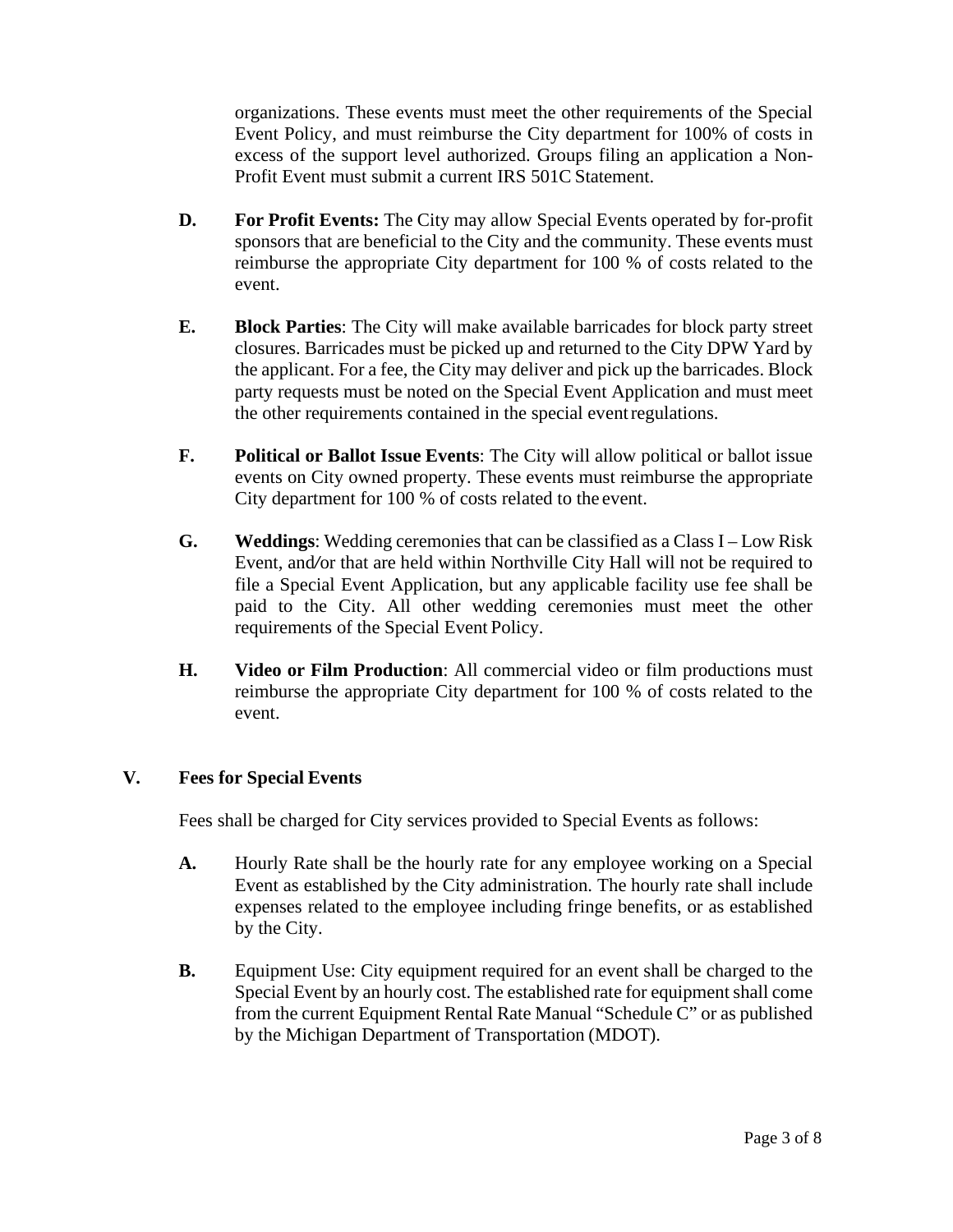organizations. These events must meet the other requirements of the Special Event Policy, and must reimburse the City department for 100% of costs in excess of the support level authorized. Groups filing an application a Non-Profit Event must submit a current IRS 501C Statement.

**D.** **For Profit Events:** The City may allow Special Events operated by for-profit sponsors that are beneficial to the City and the community. These events must reimburse the appropriate City department for 100 % of costs related to the event.

**E.** **Block Parties**: The City will make available barricades for block party street closures. Barricades must be picked up and returned to the City DPW Yard by the applicant. For a fee, the City may deliver and pick up the barricades. Block party requests must be noted on the Special Event Application and must meet the other requirements contained in the special event regulations.

**F.** **Political or Ballot Issue Events**: The City will allow political or ballot issue events on City owned property. These events must reimburse the appropriate City department for 100 % of costs related to the event.

**G.** **Weddings**: Wedding ceremonies that can be classified as a Class I – Low Risk Event, and/or that are held within Northville City Hall will not be required to file a Special Event Application, but any applicable facility use fee shall be paid to the City. All other wedding ceremonies must meet the other requirements of the Special Event Policy.

**H.** **Video or Film Production**: All commercial video or film productions must reimburse the appropriate City department for 100 % of costs related to the event.

## V. Fees for Special Events

Fees shall be charged for City services provided to Special Events as follows:

**A.** Hourly Rate shall be the hourly rate for any employee working on a Special Event as established by the City administration. The hourly rate shall include expenses related to the employee including fringe benefits, or as established by the City.

**B.** Equipment Use: City equipment required for an event shall be charged to the Special Event by an hourly cost. The established rate for equipment shall come from the current Equipment Rental Rate Manual "Schedule C" or as published by the Michigan Department of Transportation (MDOT).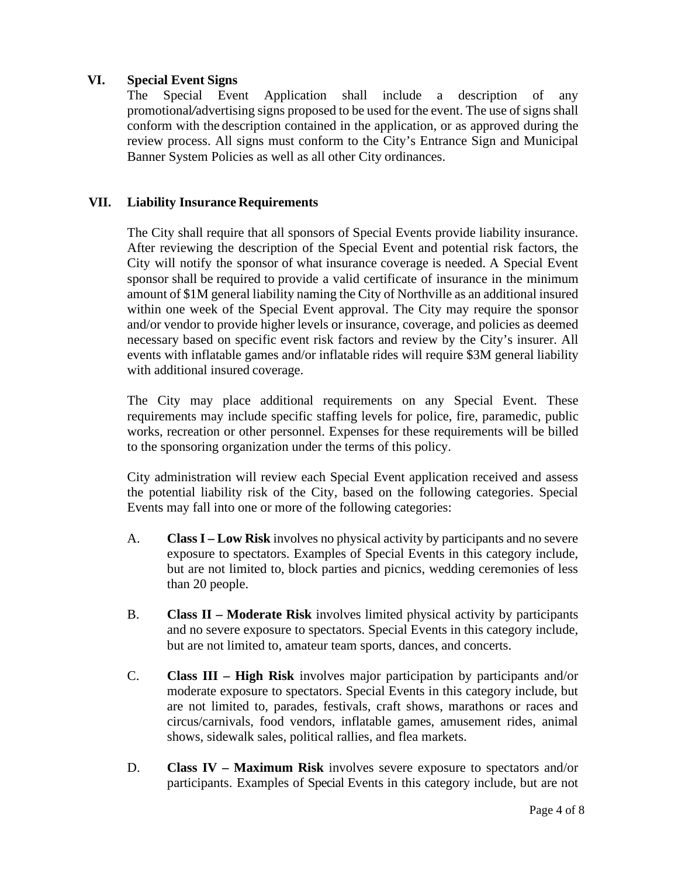## VI. Special Event Signs

The Special Event Application shall include a description of any promotional/advertising signs proposed to be used for the event. The use of signs shall conform with the description contained in the application, or as approved during the review process. All signs must conform to the City's Entrance Sign and Municipal Banner System Policies as well as all other City ordinances.

## VII. Liability Insurance Requirements

The City shall require that all sponsors of Special Events provide liability insurance. After reviewing the description of the Special Event and potential risk factors, the City will notify the sponsor of what insurance coverage is needed. A Special Event sponsor shall be required to provide a valid certificate of insurance in the minimum amount of $1M general liability naming the City of Northville as an additional insured within one week of the Special Event approval. The City may require the sponsor and/or vendor to provide higher levels or insurance, coverage, and policies as deemed necessary based on specific event risk factors and review by the City's insurer. All events with inflatable games and/or inflatable rides will require $3M general liability with additional insured coverage.

The City may place additional requirements on any Special Event. These requirements may include specific staffing levels for police, fire, paramedic, public works, recreation or other personnel. Expenses for these requirements will be billed to the sponsoring organization under the terms of this policy.

City administration will review each Special Event application received and assess the potential liability risk of the City, based on the following categories. Special Events may fall into one or more of the following categories:

A. **Class I – Low Risk** involves no physical activity by participants and no severe exposure to spectators. Examples of Special Events in this category include, but are not limited to, block parties and picnics, wedding ceremonies of less than 20 people.

B. **Class II – Moderate Risk** involves limited physical activity by participants and no severe exposure to spectators. Special Events in this category include, but are not limited to, amateur team sports, dances, and concerts.

C. **Class III – High Risk** involves major participation by participants and/or moderate exposure to spectators. Special Events in this category include, but are not limited to, parades, festivals, craft shows, marathons or races and circus/carnivals, food vendors, inflatable games, amusement rides, animal shows, sidewalk sales, political rallies, and flea markets.

D. **Class IV – Maximum Risk** involves severe exposure to spectators and/or participants. Examples of Special Events in this category include, but are not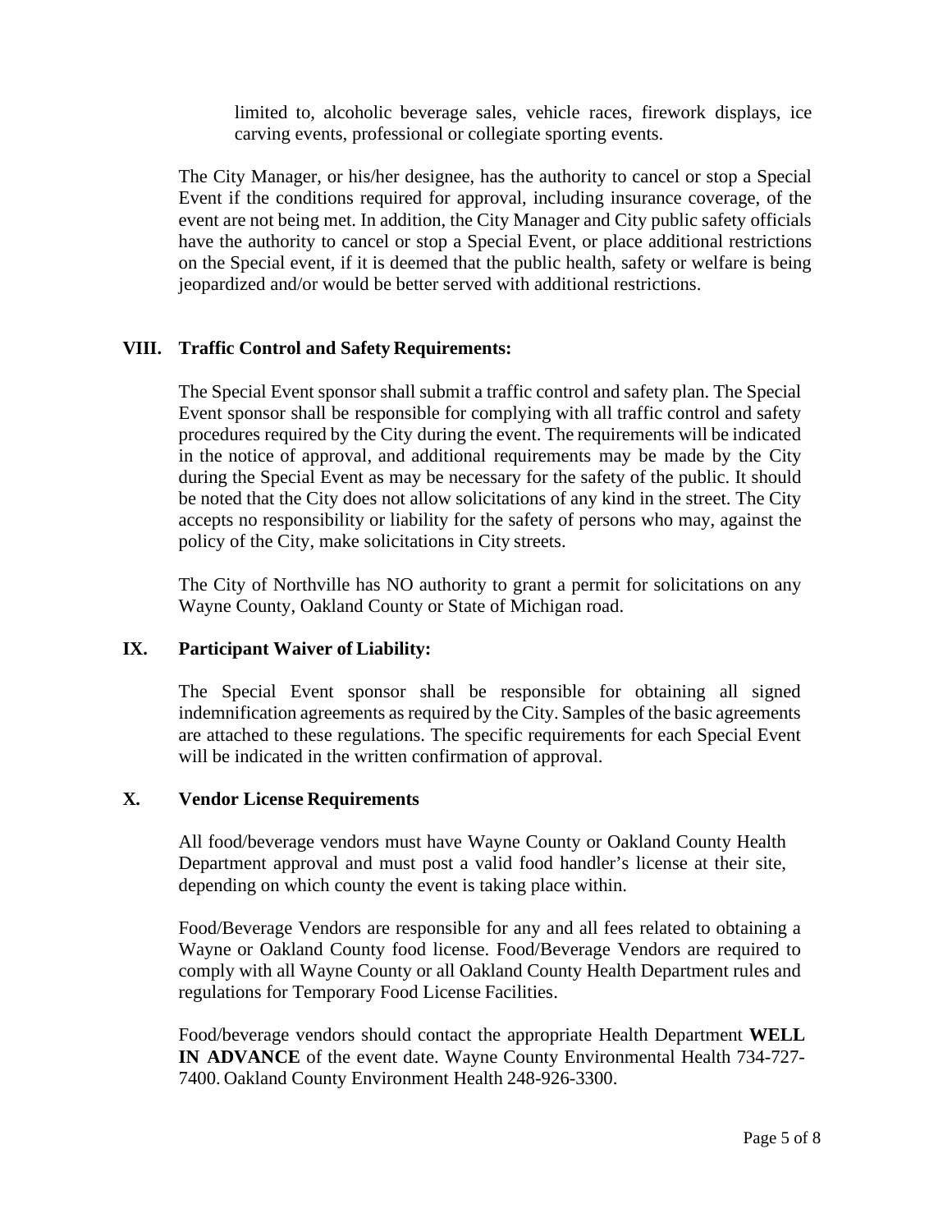limited to, alcoholic beverage sales, vehicle races, firework displays, ice carving events, professional or collegiate sporting events.

The City Manager, or his/her designee, has the authority to cancel or stop a Special Event if the conditions required for approval, including insurance coverage, of the event are not being met. In addition, the City Manager and City public safety officials have the authority to cancel or stop a Special Event, or place additional restrictions on the Special event, if it is deemed that the public health, safety or welfare is being jeopardized and/or would be better served with additional restrictions.

## VIII. Traffic Control and Safety Requirements:

The Special Event sponsor shall submit a traffic control and safety plan. The Special Event sponsor shall be responsible for complying with all traffic control and safety procedures required by the City during the event. The requirements will be indicated in the notice of approval, and additional requirements may be made by the City during the Special Event as may be necessary for the safety of the public. It should be noted that the City does not allow solicitations of any kind in the street. The City accepts no responsibility or liability for the safety of persons who may, against the policy of the City, make solicitations in City streets.

The City of Northville has NO authority to grant a permit for solicitations on any Wayne County, Oakland County or State of Michigan road.

## IX. Participant Waiver of Liability:

The Special Event sponsor shall be responsible for obtaining all signed indemnification agreements as required by the City. Samples of the basic agreements are attached to these regulations. The specific requirements for each Special Event will be indicated in the written confirmation of approval.

## X. Vendor License Requirements

All food/beverage vendors must have Wayne County or Oakland County Health Department approval and must post a valid food handler's license at their site, depending on which county the event is taking place within.

Food/Beverage Vendors are responsible for any and all fees related to obtaining a Wayne or Oakland County food license. Food/Beverage Vendors are required to comply with all Wayne County or all Oakland County Health Department rules and regulations for Temporary Food License Facilities.

Food/beverage vendors should contact the appropriate Health Department **WELL IN ADVANCE** of the event date. Wayne County Environmental Health 734-727-7400. Oakland County Environment Health 248-926-3300.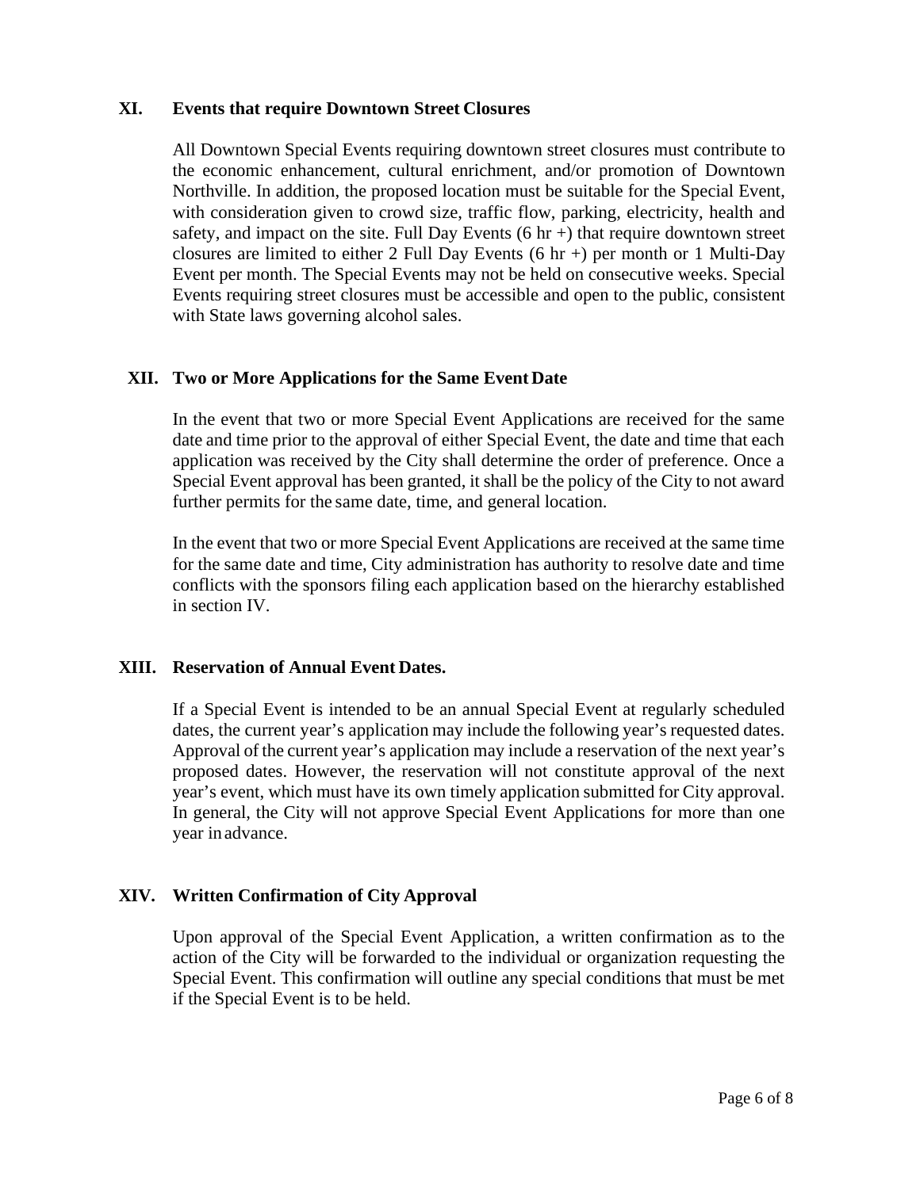## XI. Events that require Downtown Street Closures

All Downtown Special Events requiring downtown street closures must contribute to the economic enhancement, cultural enrichment, and/or promotion of Downtown Northville. In addition, the proposed location must be suitable for the Special Event, with consideration given to crowd size, traffic flow, parking, electricity, health and safety, and impact on the site. Full Day Events (6 hr +) that require downtown street closures are limited to either 2 Full Day Events (6 hr +) per month or 1 Multi-Day Event per month. The Special Events may not be held on consecutive weeks. Special Events requiring street closures must be accessible and open to the public, consistent with State laws governing alcohol sales.

## XII. Two or More Applications for the Same Event Date

In the event that two or more Special Event Applications are received for the same date and time prior to the approval of either Special Event, the date and time that each application was received by the City shall determine the order of preference. Once a Special Event approval has been granted, it shall be the policy of the City to not award further permits for the same date, time, and general location.

In the event that two or more Special Event Applications are received at the same time for the same date and time, City administration has authority to resolve date and time conflicts with the sponsors filing each application based on the hierarchy established in section IV.

## XIII. Reservation of Annual Event Dates.

If a Special Event is intended to be an annual Special Event at regularly scheduled dates, the current year's application may include the following year's requested dates. Approval of the current year's application may include a reservation of the next year's proposed dates. However, the reservation will not constitute approval of the next year's event, which must have its own timely application submitted for City approval. In general, the City will not approve Special Event Applications for more than one year in advance.

## XIV. Written Confirmation of City Approval

Upon approval of the Special Event Application, a written confirmation as to the action of the City will be forwarded to the individual or organization requesting the Special Event. This confirmation will outline any special conditions that must be met if the Special Event is to be held.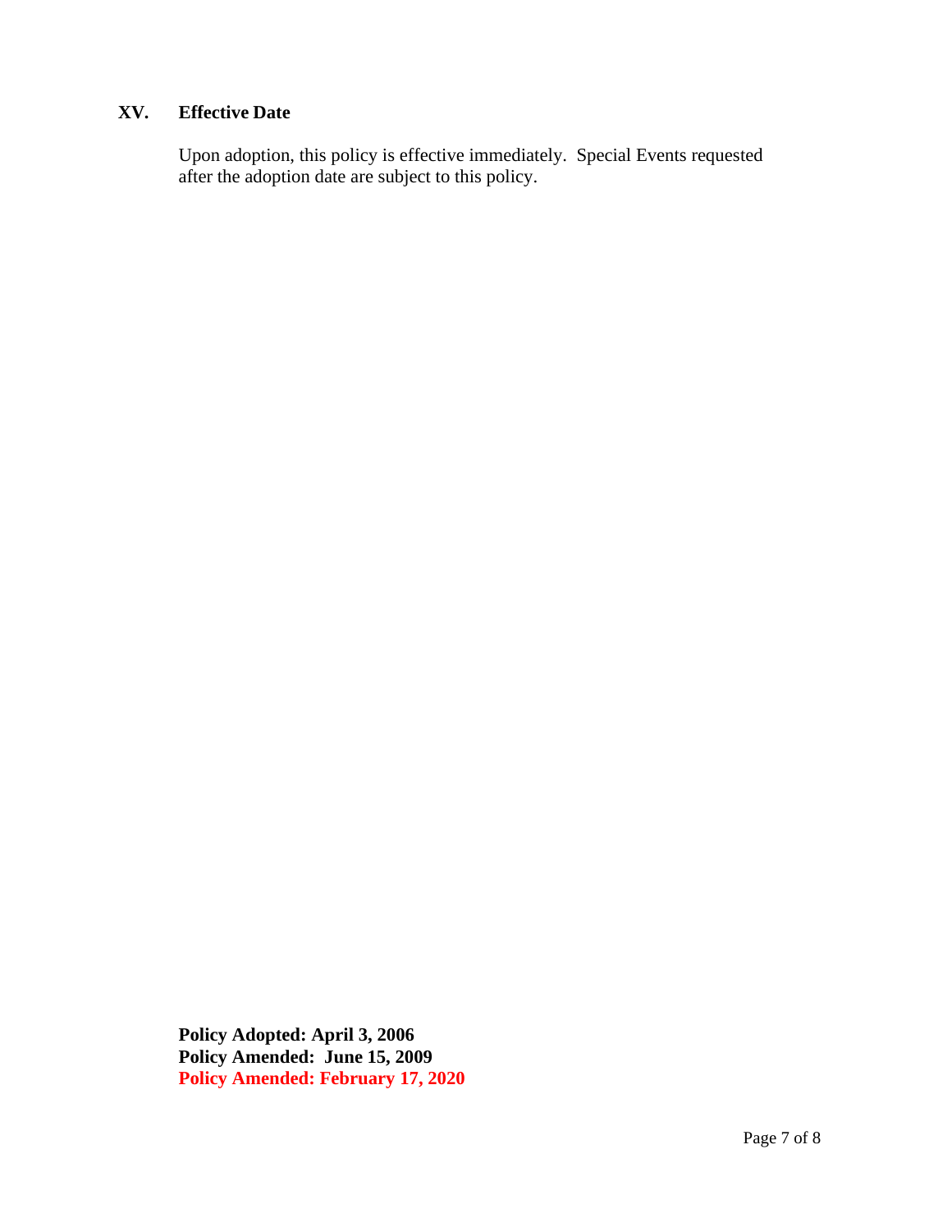## XV. Effective Date

Upon adoption, this policy is effective immediately. Special Events requested after the adoption date are subject to this policy.

**Policy Adopted: April 3, 2006**
**Policy Amended: June 15, 2009**
**Policy Amended: February 17, 2020**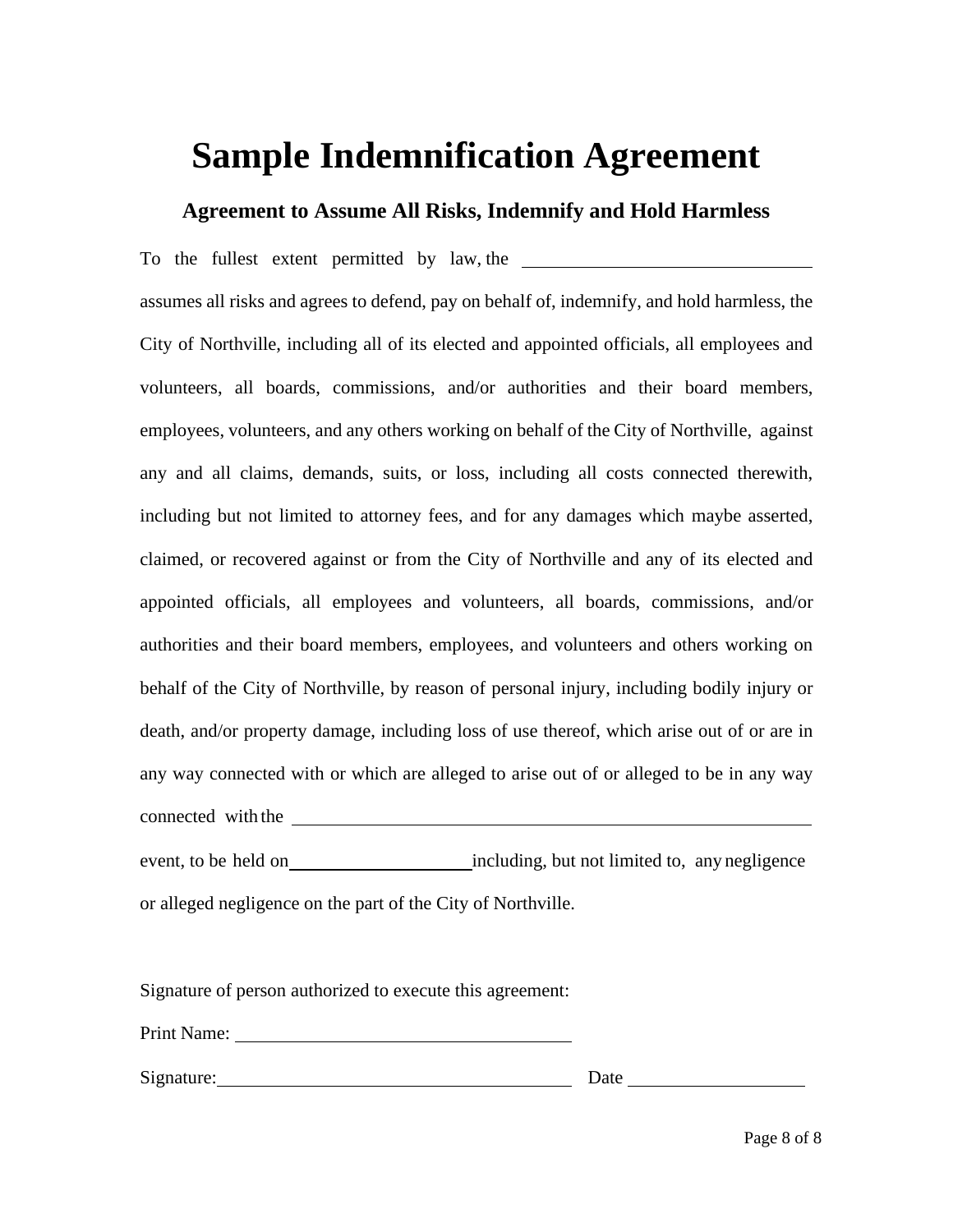# Sample Indemnification Agreement

## Agreement to Assume All Risks, Indemnify and Hold Harmless

To the fullest extent permitted by law, the ________________________________ assumes all risks and agrees to defend, pay on behalf of, indemnify, and hold harmless, the City of Northville, including all of its elected and appointed officials, all employees and volunteers, all boards, commissions, and/or authorities and their board members, employees, volunteers, and any others working on behalf of the City of Northville, against any and all claims, demands, suits, or loss, including all costs connected therewith, including but not limited to attorney fees, and for any damages which maybe asserted, claimed, or recovered against or from the City of Northville and any of its elected and appointed officials, all employees and volunteers, all boards, commissions, and/or authorities and their board members, employees, and volunteers and others working on behalf of the City of Northville, by reason of personal injury, including bodily injury or death, and/or property damage, including loss of use thereof, which arise out of or are in any way connected with or which are alleged to arise out of or alleged to be in any way connected with the ____________________________________________________________ event, to be held on ____________________ including, but not limited to, any negligence or alleged negligence on the part of the City of Northville.

Signature of person authorized to execute this agreement:

Print Name: ____________________________________

Signature: ______________________________________ Date ____________________